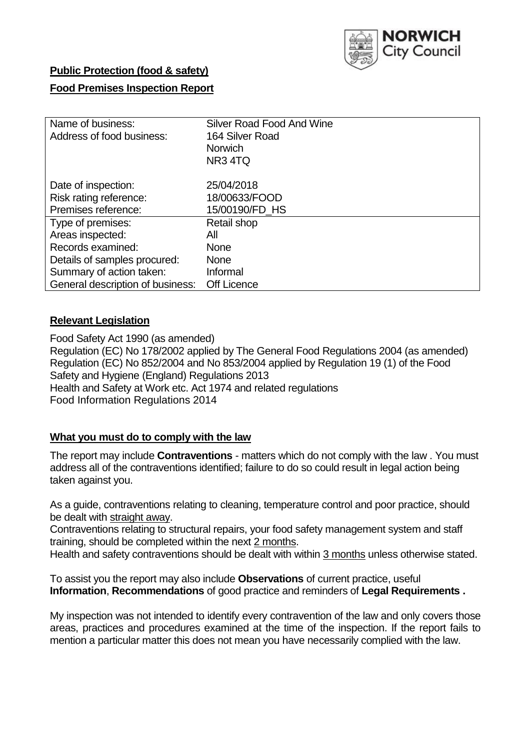**Public Protection (food & safety)**

**Food Premises Inspection Report**

| | |
|---|---|
| Name of business: | Silver Road Food And Wine |
| Address of food business: | 164 Silver Road<br>Norwich<br>NR3 4TQ |
| Date of inspection: | 25/04/2018 |
| Risk rating reference: | 18/00633/FOOD |
| Premises reference: | 15/00190/FD_HS |
| Type of premises: | Retail shop |
| Areas inspected: | All |
| Records examined: | None |
| Details of samples procured: | None |
| Summary of action taken: | Informal |
| General description of business: | Off Licence |

## Relevant Legislation

Food Safety Act 1990 (as amended)
Regulation (EC) No 178/2002 applied by The General Food Regulations 2004 (as amended)
Regulation (EC) No 852/2004 and No 853/2004 applied by Regulation 19 (1) of the Food Safety and Hygiene (England) Regulations 2013
Health and Safety at Work etc. Act 1974 and related regulations
Food Information Regulations 2014

## What you must do to comply with the law

The report may include **Contraventions** - matters which do not comply with the law . You must address all of the contraventions identified; failure to do so could result in legal action being taken against you.

As a guide, contraventions relating to cleaning, temperature control and poor practice, should be dealt with straight away.
Contraventions relating to structural repairs, your food safety management system and staff training, should be completed within the next 2 months.
Health and safety contraventions should be dealt with within 3 months unless otherwise stated.

To assist you the report may also include **Observations** of current practice, useful **Information**, **Recommendations** of good practice and reminders of **Legal Requirements .**

My inspection was not intended to identify every contravention of the law and only covers those areas, practices and procedures examined at the time of the inspection. If the report fails to mention a particular matter this does not mean you have necessarily complied with the law.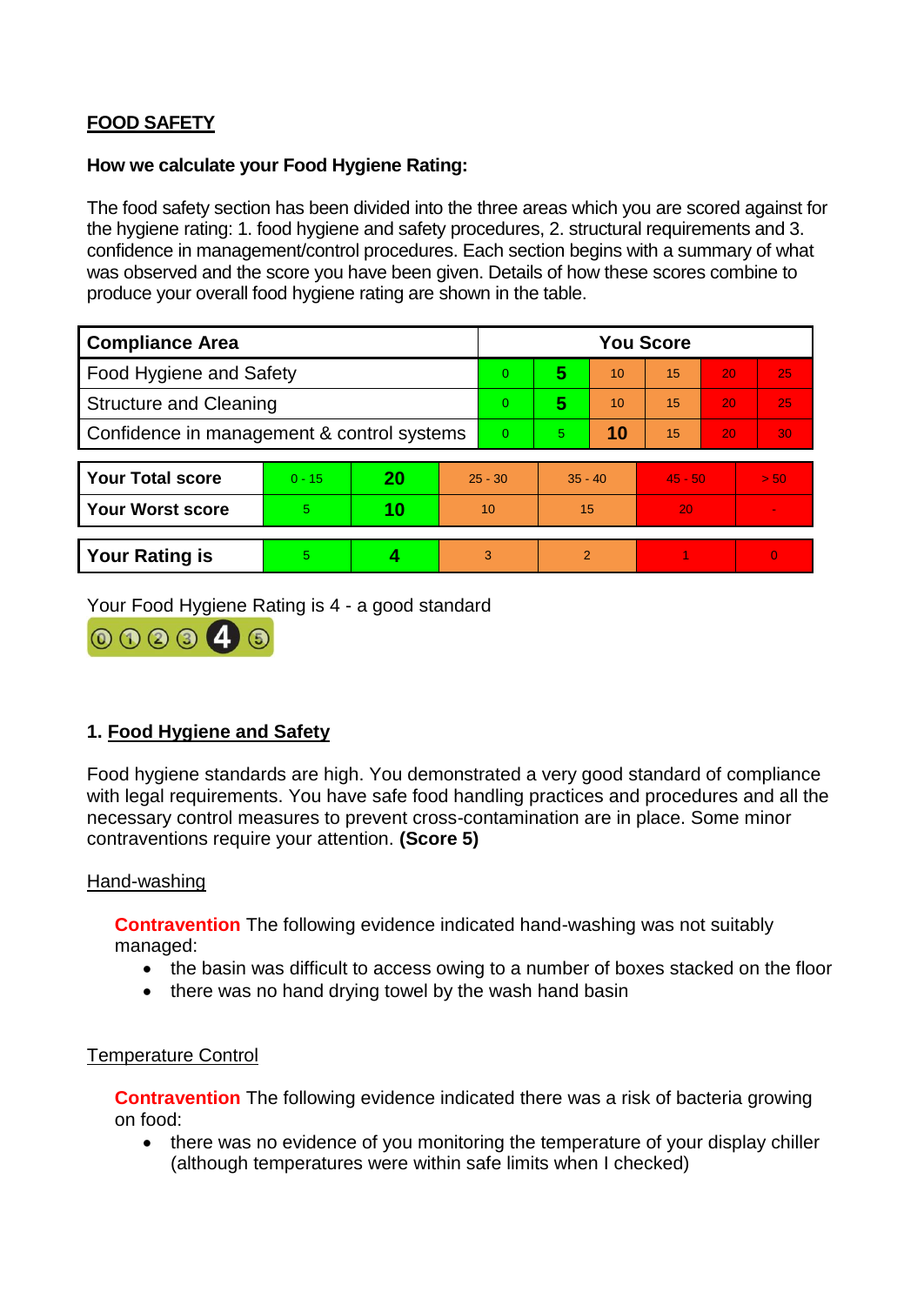## FOOD SAFETY

**How we calculate your Food Hygiene Rating:**

The food safety section has been divided into the three areas which you are scored against for the hygiene rating: 1. food hygiene and safety procedures, 2. structural requirements and 3. confidence in management/control procedures. Each section begins with a summary of what was observed and the score you have been given. Details of how these scores combine to produce your overall food hygiene rating are shown in the table.

| Compliance Area | You Score | | | | | |
|---|---|---|---|---|---|---|
| Food Hygiene and Safety | 0 | **5** | 10 | 15 | 20 | 25 |
| Structure and Cleaning | 0 | **5** | 10 | 15 | 20 | 25 |
| Confidence in management & control systems | 0 | 5 | **10** | 15 | 20 | 30 |

| | | | | | | |
|---|---|---|---|---|---|---|
| **Your Total score** | 0 - 15 | **20** | 25 - 30 | 35 - 40 | 45 - 50 | > 50 |
| **Your Worst score** | 5 | **10** | 10 | 15 | 20 | - |

| | | | | | | |
|---|---|---|---|---|---|---|
| **Your Rating is** | 5 | **4** | 3 | 2 | 1 | 0 |

Your Food Hygiene Rating is 4 - a good standard

### 1. Food Hygiene and Safety

Food hygiene standards are high. You demonstrated a very good standard of compliance with legal requirements. You have safe food handling practices and procedures and all the necessary control measures to prevent cross-contamination are in place. Some minor contraventions require your attention. **(Score 5)**

Hand-washing

**Contravention** The following evidence indicated hand-washing was not suitably managed:

- the basin was difficult to access owing to a number of boxes stacked on the floor
- there was no hand drying towel by the wash hand basin

Temperature Control

**Contravention** The following evidence indicated there was a risk of bacteria growing on food:

- there was no evidence of you monitoring the temperature of your display chiller (although temperatures were within safe limits when I checked)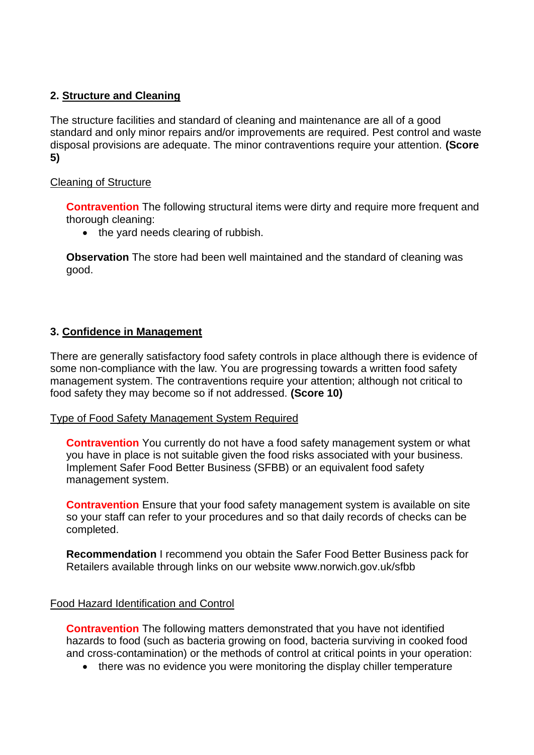## 2. Structure and Cleaning

The structure facilities and standard of cleaning and maintenance are all of a good standard and only minor repairs and/or improvements are required. Pest control and waste disposal provisions are adequate. The minor contraventions require your attention. **(Score 5)**

Cleaning of Structure

**Contravention** The following structural items were dirty and require more frequent and thorough cleaning:

- the yard needs clearing of rubbish.

**Observation** The store had been well maintained and the standard of cleaning was good.

## 3. Confidence in Management

There are generally satisfactory food safety controls in place although there is evidence of some non-compliance with the law. You are progressing towards a written food safety management system. The contraventions require your attention; although not critical to food safety they may become so if not addressed. **(Score 10)**

Type of Food Safety Management System Required

**Contravention** You currently do not have a food safety management system or what you have in place is not suitable given the food risks associated with your business. Implement Safer Food Better Business (SFBB) or an equivalent food safety management system.

**Contravention** Ensure that your food safety management system is available on site so your staff can refer to your procedures and so that daily records of checks can be completed.

**Recommendation** I recommend you obtain the Safer Food Better Business pack for Retailers available through links on our website www.norwich.gov.uk/sfbb

Food Hazard Identification and Control

**Contravention** The following matters demonstrated that you have not identified hazards to food (such as bacteria growing on food, bacteria surviving in cooked food and cross-contamination) or the methods of control at critical points in your operation:

- there was no evidence you were monitoring the display chiller temperature